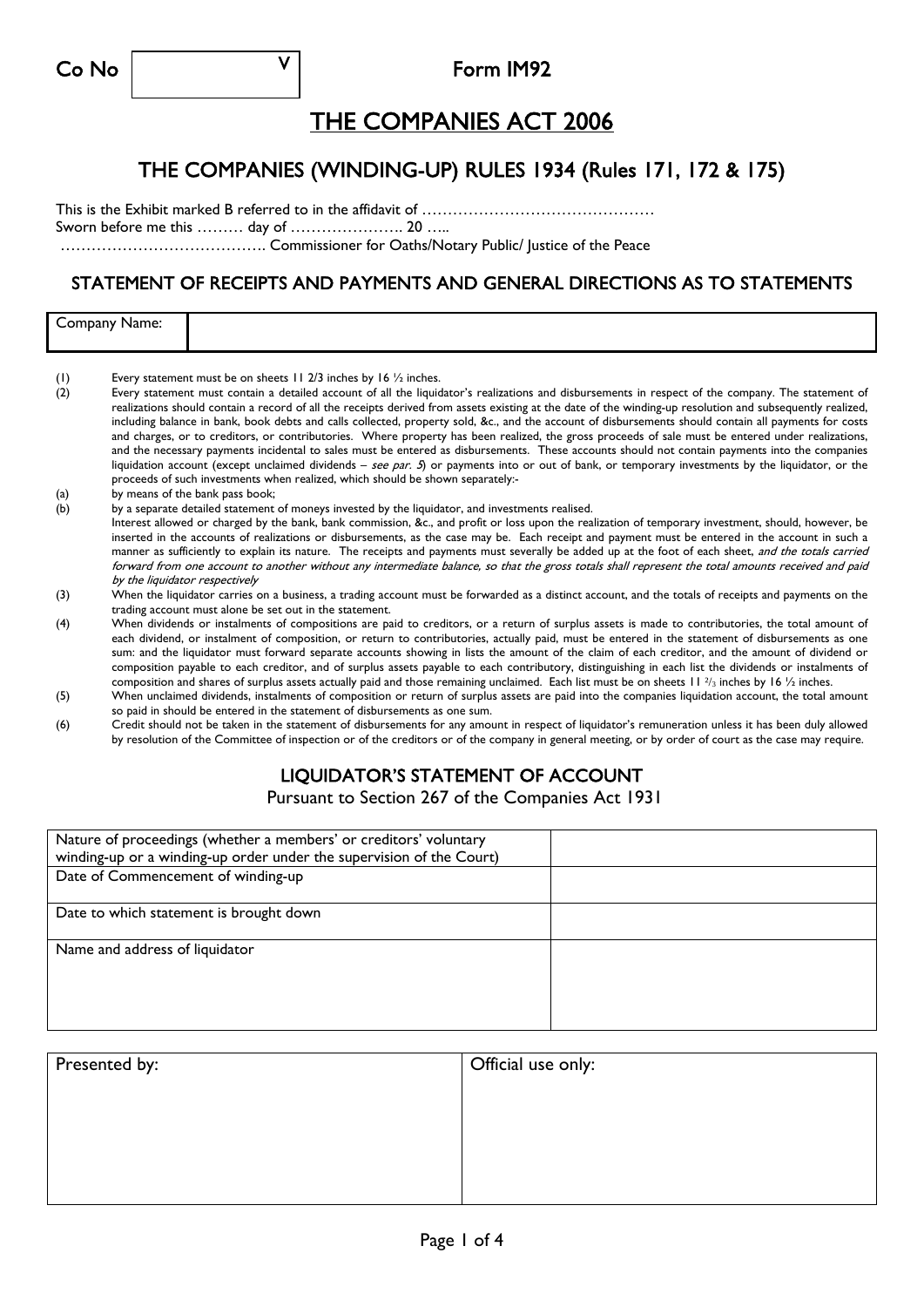Co No | V | Form IM92

# THE COMPANIES ACT 2006

## THE COMPANIES (WINDING-UP) RULES 1934 (Rules 171, 172 & 175)

This is the Exhibit marked B referred to in the affidavit of ………………………………………
Sworn before me this ……… day of …………………. 20 …..
…………………………………. Commissioner for Oaths/Notary Public/ Justice of the Peace

### STATEMENT OF RECEIPTS AND PAYMENTS AND GENERAL DIRECTIONS AS TO STATEMENTS

| | |
|---|---|
| Company Name: | |

(1) Every statement must be on sheets 11 2/3 inches by 16 ½ inches.

(2) Every statement must contain a detailed account of all the liquidator's realizations and disbursements in respect of the company. The statement of realizations should contain a record of all the receipts derived from assets existing at the date of the winding-up resolution and subsequently realized, including balance in bank, book debts and calls collected, property sold, &c., and the account of disbursements should contain all payments for costs and charges, or to creditors, or contributories. Where property has been realized, the gross proceeds of sale must be entered under realizations, and the necessary payments incidental to sales must be entered as disbursements. These accounts should not contain payments into the companies liquidation account (except unclaimed dividends – *see par. 5*) or payments into or out of bank, or temporary investments by the liquidator, or the proceeds of such investments when realized, which should be shown separately:-

(a) by means of the bank pass book;

(b) by a separate detailed statement of moneys invested by the liquidator, and investments realised.
Interest allowed or charged by the bank, bank commission, &c., and profit or loss upon the realization of temporary investment, should, however, be inserted in the accounts of realizations or disbursements, as the case may be. Each receipt and payment must be entered in the account in such a manner as sufficiently to explain its nature. The receipts and payments must severally be added up at the foot of each sheet, *and the totals carried forward from one account to another without any intermediate balance, so that the gross totals shall represent the total amounts received and paid by the liquidator respectively*

(3) When the liquidator carries on a business, a trading account must be forwarded as a distinct account, and the totals of receipts and payments on the trading account must alone be set out in the statement.

(4) When dividends or instalments of compositions are paid to creditors, or a return of surplus assets is made to contributories, the total amount of each dividend, or instalment of composition, or return to contributories, actually paid, must be entered in the statement of disbursements as one sum: and the liquidator must forward separate accounts showing in lists the amount of the claim of each creditor, and the amount of dividend or composition payable to each creditor, and of surplus assets payable to each contributory, distinguishing in each list the dividends or instalments of composition and shares of surplus assets actually paid and those remaining unclaimed. Each list must be on sheets 11 ⅔ inches by 16 ½ inches.

(5) When unclaimed dividends, instalments of composition or return of surplus assets are paid into the companies liquidation account, the total amount so paid in should be entered in the statement of disbursements as one sum.

(6) Credit should not be taken in the statement of disbursements for any amount in respect of liquidator's remuneration unless it has been duly allowed by resolution of the Committee of inspection or of the creditors or of the company in general meeting, or by order of court as the case may require.

### LIQUIDATOR'S STATEMENT OF ACCOUNT

Pursuant to Section 267 of the Companies Act 1931

| | |
|---|---|
| Nature of proceedings (whether a members' or creditors' voluntary winding-up or a winding-up order under the supervision of the Court) | |
| Date of Commencement of winding-up | |
| Date to which statement is brought down | |
| Name and address of liquidator | |

| | |
|---|---|
| Presented by: | Official use only: |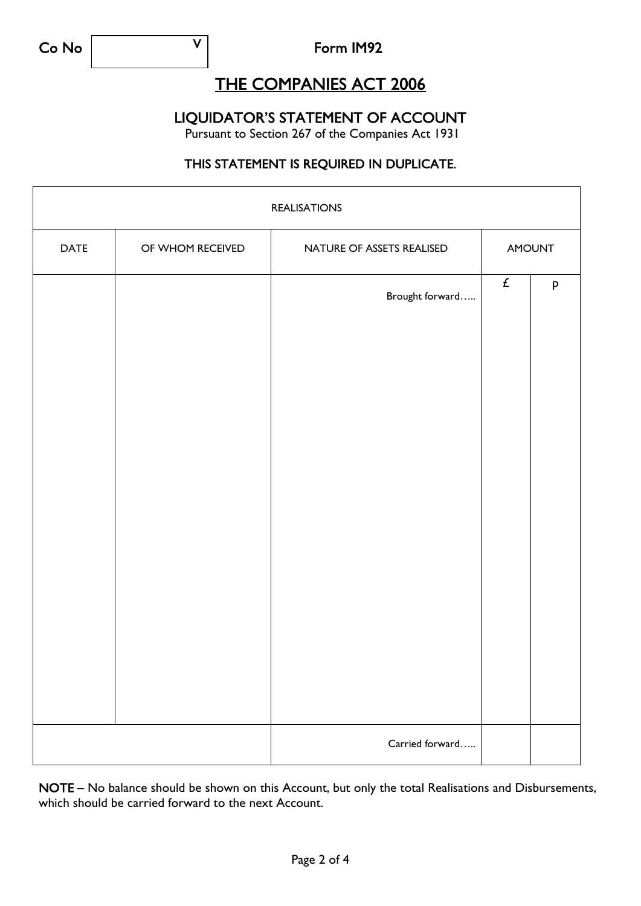Co No V

Form IM92

# THE COMPANIES ACT 2006

## LIQUIDATOR'S STATEMENT OF ACCOUNT

Pursuant to Section 267 of the Companies Act 1931

**THIS STATEMENT IS REQUIRED IN DUPLICATE.**

| REALISATIONS | | | | |
|---|---|---|---|---|
| DATE | OF WHOM RECEIVED | NATURE OF ASSETS REALISED | AMOUNT | |
| | | Brought forward….. | £ | p |
| | | | | |
| | | Carried forward….. | | |

**NOTE** – No balance should be shown on this Account, but only the total Realisations and Disbursements, which should be carried forward to the next Account.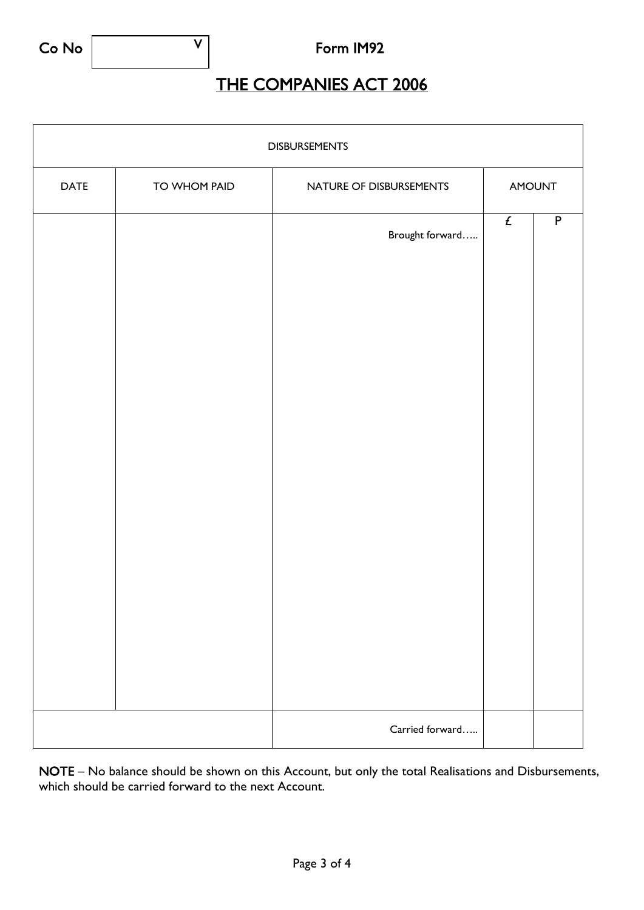Co No | V |

Form IM92

# THE COMPANIES ACT 2006

| DISBURSEMENTS | | | | |
|---|---|---|---|---|
| DATE | TO WHOM PAID | NATURE OF DISBURSEMENTS | AMOUNT | |
| | | | £ | P |
| | | Brought forward….. | | |
| | | Carried forward….. | | |

**NOTE** – No balance should be shown on this Account, but only the total Realisations and Disbursements, which should be carried forward to the next Account.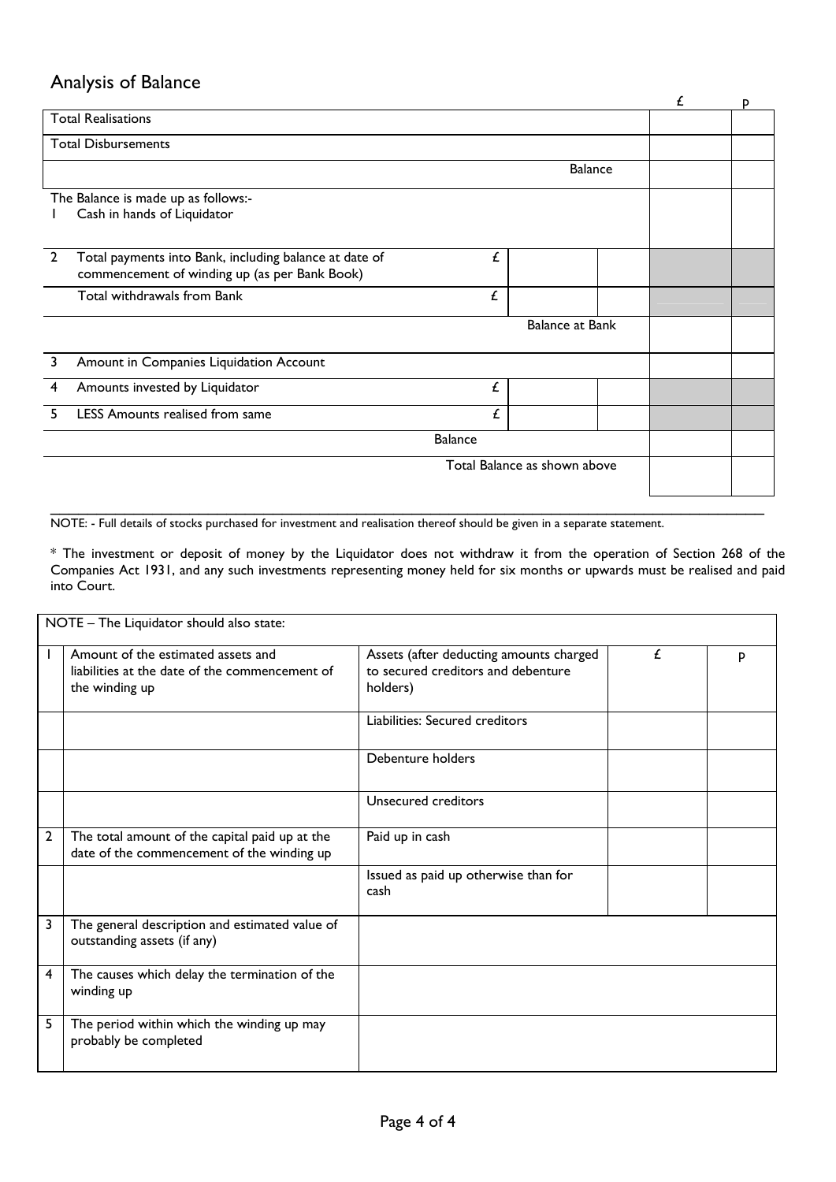## Analysis of Balance

| | | | | £ | p |
|---|---|---|---|---|---|
| Total Realisations | | | | | |
| Total Disbursements | | | | | |
| | | | Balance | | |
| The Balance is made up as follows:- | | | | | |
| 1 Cash in hands of Liquidator | | | | | |
| 2 Total payments into Bank, including balance at date of commencement of winding up (as per Bank Book) | £ | | | | |
| Total withdrawals from Bank | £ | | | | |
| | | Balance at Bank | | | |
| 3 Amount in Companies Liquidation Account | | | | | |
| 4 Amounts invested by Liquidator | £ | | | | |
| 5 LESS Amounts realised from same | £ | | | | |
| | Balance | | | | |
| | | Total Balance as shown above | | | |

NOTE: - Full details of stocks purchased for investment and realisation thereof should be given in a separate statement.

* The investment or deposit of money by the Liquidator does not withdraw it from the operation of Section 268 of the Companies Act 1931, and any such investments representing money held for six months or upwards must be realised and paid into Court.

| NOTE – The Liquidator should also state: | | | | |
|---|---|---|---|---|
| 1 | Amount of the estimated assets and liabilities at the date of the commencement of the winding up | Assets (after deducting amounts charged to secured creditors and debenture holders) | £ | p |
| | | Liabilities: Secured creditors | | |
| | | Debenture holders | | |
| | | Unsecured creditors | | |
| 2 | The total amount of the capital paid up at the date of the commencement of the winding up | Paid up in cash | | |
| | | Issued as paid up otherwise than for cash | | |
| 3 | The general description and estimated value of outstanding assets (if any) | | | |
| 4 | The causes which delay the termination of the winding up | | | |
| 5 | The period within which the winding up may probably be completed | | | |